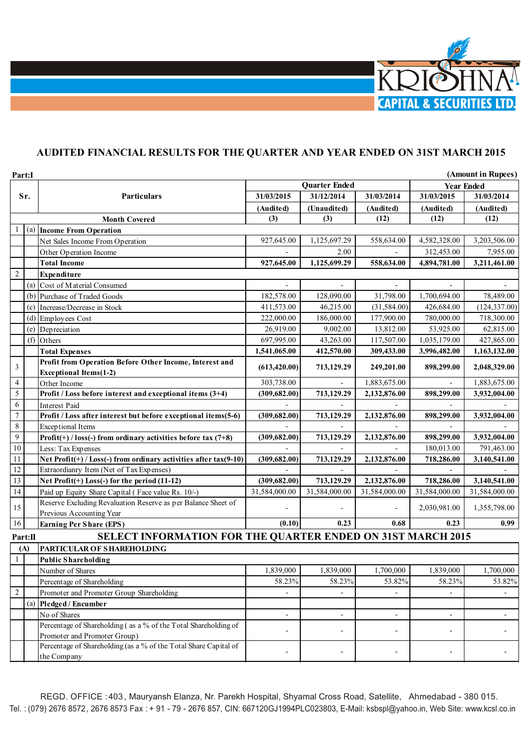KRISHNA CAPITAL & SECURITIES LTD.

# AUDITED FINANCIAL RESULTS FOR THE QUARTER AND YEAR ENDED ON 31ST MARCH 2015

**Part:I** (Amount in Rupees)

| Sr. | | Particulars | Quarter Ended | | | Year Ended | |
|---|---|---|---|---|---|---|---|
| | | | 31/03/2015 | 31/12/2014 | 31/03/2014 | 31/03/2015 | 31/03/2014 |
| | | | (Audited) | (Unaudited) | (Audited) | (Audited) | (Audited) |
| | | **Month Covered** | (3) | (3) | (12) | (12) | (12) |
| 1 | (a) | **Income From Operation** | | | | | |
| | | Net Sales Income From Operation | 927,645.00 | 1,125,697.29 | 558,634.00 | 4,582,328.00 | 3,203,506.00 |
| | | Other Operation Income | - | 2.00 | - | 312,453.00 | 7,955.00 |
| | | **Total Income** | **927,645.00** | **1,125,699.29** | **558,634.00** | **4,894,781.00** | **3,211,461.00** |
| 2 | | **Expenditure** | | | | | |
| | (a) | Cost of Material Consumed | - | - | - | - | - |
| | (b) | Purchase of Traded Goods | 182,578.00 | 128,090.00 | 31,798.00 | 1,700,694.00 | 78,489.00 |
| | (c) | Increase/Decrease in Stock | 411,573.00 | 46,215.00 | (31,584.00) | 426,684.00 | (124,337.00) |
| | (d) | Employees Cost | 222,000.00 | 186,000.00 | 177,900.00 | 780,000.00 | 718,300.00 |
| | (e) | Depreciation | 26,919.00 | 9,002.00 | 13,812.00 | 53,925.00 | 62,815.00 |
| | (f) | Others | 697,995.00 | 43,263.00 | 117,507.00 | 1,035,179.00 | 427,865.00 |
| | | **Total Expenses** | **1,541,065.00** | **412,570.00** | **309,433.00** | **3,996,482.00** | **1,163,132.00** |
| 3 | | **Profit from Operation Before Other Income, Interest and Exceptional Items(1-2)** | **(613,420.00)** | **713,129.29** | **249,201.00** | **898,299.00** | **2,048,329.00** |
| 4 | | Other Income | 303,738.00 | - | 1,883,675.00 | - | 1,883,675.00 |
| 5 | | **Profit / Loss before interest and exceptional items (3+4)** | **(309,682.00)** | **713,129.29** | **2,132,876.00** | **898,299.00** | **3,932,004.00** |
| 6 | | Interest Paid | - | - | - | - | - |
| 7 | | **Profit / Loss after interest but before exceptional items(5-6)** | **(309,682.00)** | **713,129.29** | **2,132,876.00** | **898,299.00** | **3,932,004.00** |
| 8 | | Exceptional Items | - | - | - | - | - |
| 9 | | **Profit(+) / loss(-) from ordinary activities before tax (7+8)** | **(309,682.00)** | **713,129.29** | **2,132,876.00** | **898,299.00** | **3,932,004.00** |
| 10 | | Less: Tax Expenses | - | - | - | 180,013.00 | 791,463.00 |
| 11 | | **Net Profit(+) / Loss(-) from ordinary activities after tax(9-10)** | **(309,682.00)** | **713,129.29** | **2,132,876.00** | **718,286.00** | **3,140,541.00** |
| 12 | | Extraordianry Item (Net of Tax Expenses) | - | - | - | - | - |
| 13 | | **Net Profit(+) Loss(-) for the period (11-12)** | **(309,682.00)** | **713,129.29** | **2,132,876.00** | **718,286.00** | **3,140,541.00** |
| 14 | | Paid up Equity Share Capital ( Face value Rs. 10/-) | 31,584,000.00 | 31,584,000.00 | 31,584,000.00 | 31,584,000.00 | 31,584,000.00 |
| 15 | | Reserve Excluding Revaluation Reserve as per Balance Sheet of Previous Accounting Year | - | - | - | 2,030,981.00 | 1,355,798.00 |
| 16 | | **Earning Per Share (EPS)** | **(0.10)** | **0.23** | **0.68** | **0.23** | **0.99** |

**Part:II** **SELECT INFORMATION FOR THE QUARTER ENDED ON 31ST MARCH 2015**

| (A) | | **PARTICULAR OF SHAREHOLDING** | | | | | |
|---|---|---|---|---|---|---|---|
| 1 | | **Public Shareholding** | | | | | |
| | | Number of Shares | 1,839,000 | 1,839,000 | 1,700,000 | 1,839,000 | 1,700,000 |
| | | Percentage of Shareholding | 58.23% | 58.23% | 53.82% | 58.23% | 53.82% |
| 2 | | Promoter and Promoter Group Shareholding | - | - | - | - | - |
| | (a) | **Pledged / Encumber** | | | | | |
| | | No of Shares | - | - | - | - | - |
| | | Percentage of Shareholding ( as a % of the Total Shareholding of Promoter and Promoter Group) | - | - | - | - | - |
| | | Percentage of Shareholding (as a % of the Total Share Capital of the Company | - | - | - | - | - |

REGD. OFFICE : 403, Mauryansh Elanza, Nr. Parekh Hospital, Shyamal Cross Road, Satellite, Ahmedabad - 380 015.
Tel. : (079) 2676 8572, 2676 8573 Fax : + 91 - 79 - 2676 857, CIN: 667120GJ1994PLC023803, E-Mail: ksbspl@yahoo.in, Web Site: www.kcsl.co.in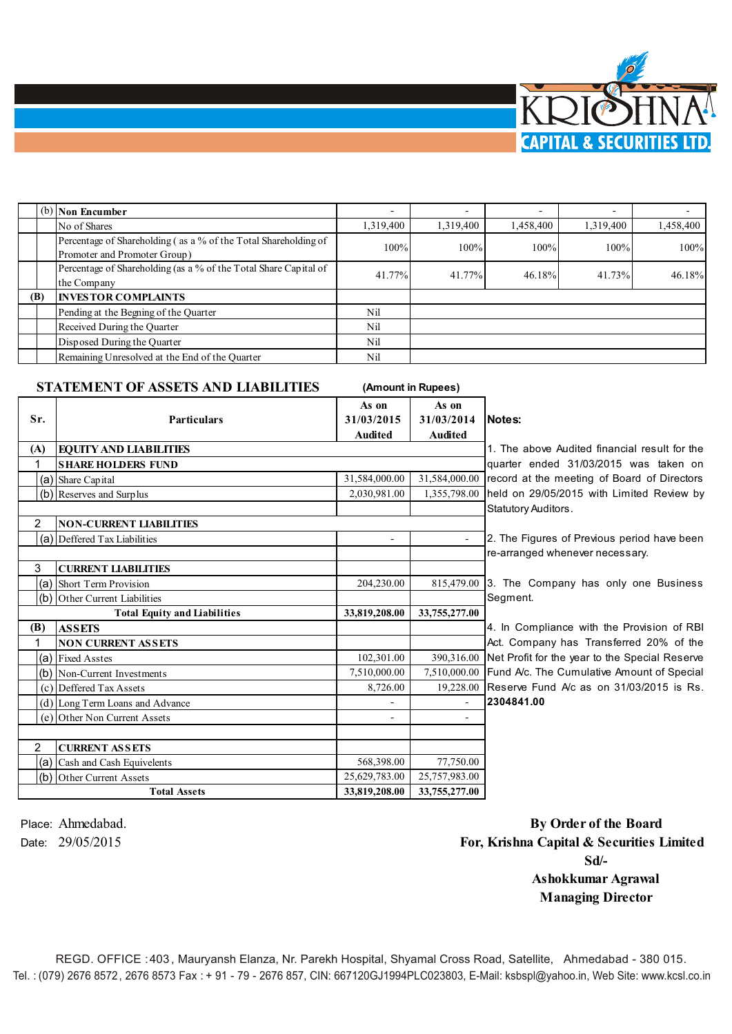| | | | | | | | |
|---|---|---|---|---|---|---|---|
| | (b) | **Non Encumber** | - | - | - | - | - |
| | | No of Shares | 1,319,400 | 1,319,400 | 1,458,400 | 1,319,400 | 1,458,400 |
| | | Percentage of Shareholding ( as a % of the Total Shareholding of Promoter and Promoter Group ) | 100% | 100% | 100% | 100% | 100% |
| | | Percentage of Shareholding (as a % of the Total Share Capital of the Company | 41.77% | 41.77% | 46.18% | 41.73% | 46.18% |
| **(B)** | | **INVESTOR COMPLAINTS** | | | | | |
| | | Pending at the Begning of the Quarter | Nil | | | | |
| | | Received During the Quarter | Nil | | | | |
| | | Disposed During the Quarter | Nil | | | | |
| | | Remaining Unresolved at the End of the Quarter | Nil | | | | |

## STATEMENT OF ASSETS AND LIABILITIES

**(Amount in Rupees)**

| Sr. | | Particulars | As on 31/03/2015 Audited | As on 31/03/2014 Audited |
|---|---|---|---|---|
| **(A)** | | **EQUITY AND LIABILITIES** | | |
| 1 | | **SHARE HOLDERS FUND** | | |
| | (a) | Share Capital | 31,584,000.00 | 31,584,000.00 |
| | (b) | Reserves and Surplus | 2,030,981.00 | 1,355,798.00 |
| | | | | |
| 2 | | **NON-CURRENT LIABILITIES** | | |
| | (a) | Deffered Tax Liabilities | - | - |
| | | | | |
| 3 | | **CURRENT LIABILITIES** | | |
| | (a) | Short Term Provision | 204,230.00 | 815,479.00 |
| | (b) | Other Current Liabilities | | |
| | | **Total Equity and Liabilities** | **33,819,208.00** | **33,755,277.00** |
| **(B)** | | **ASSETS** | | |
| 1 | | **NON CURRENT ASSETS** | | |
| | (a) | Fixed Asstes | 102,301.00 | 390,316.00 |
| | (b) | Non-Current Investments | 7,510,000.00 | 7,510,000.00 |
| | (c) | Deffered Tax Assets | 8,726.00 | 19,228.00 |
| | (d) | Long Term Loans and Advance | - | - |
| | (e) | Other Non Current Assets | - | - |
| | | | | |
| 2 | | **CURRENT ASSETS** | | |
| | (a) | Cash and Cash Equivelents | 568,398.00 | 77,750.00 |
| | (b) | Other Current Assets | 25,629,783.00 | 25,757,983.00 |
| | | **Total Assets** | **33,819,208.00** | **33,755,277.00** |

**Notes:**

1. The above Audited financial result for the quarter ended 31/03/2015 was taken on record at the meeting of Board of Directors held on 29/05/2015 with Limited Review by Statutory Auditors.

2. The Figures of Previous period have been re-arranged whenever necessary.

3. The Company has only one Business Segment.

4. In Compliance with the Provision of RBI Act. Company has Transferred 20% of the Net Profit for the year to the Special Reserve Fund A/c. The Cumulative Amount of Special Reserve Fund A/c as on 31/03/2015 is Rs. **2304841.00**

Place: Ahmedabad.

Date: 29/05/2015

**By Order of the Board**
**For, Krishna Capital & Securities Limited**
**Sd/-**
**Ashokkumar Agrawal**
**Managing Director**

REGD. OFFICE : 403, Mauryansh Elanza, Nr. Parekh Hospital, Shyamal Cross Road, Satellite, Ahmedabad - 380 015.
Tel. : (079) 2676 8572, 2676 8573 Fax : + 91 - 79 - 2676 857, CIN: 667120GJ1994PLC023803, E-Mail: ksbspl@yahoo.in, Web Site: www.kcsl.co.in